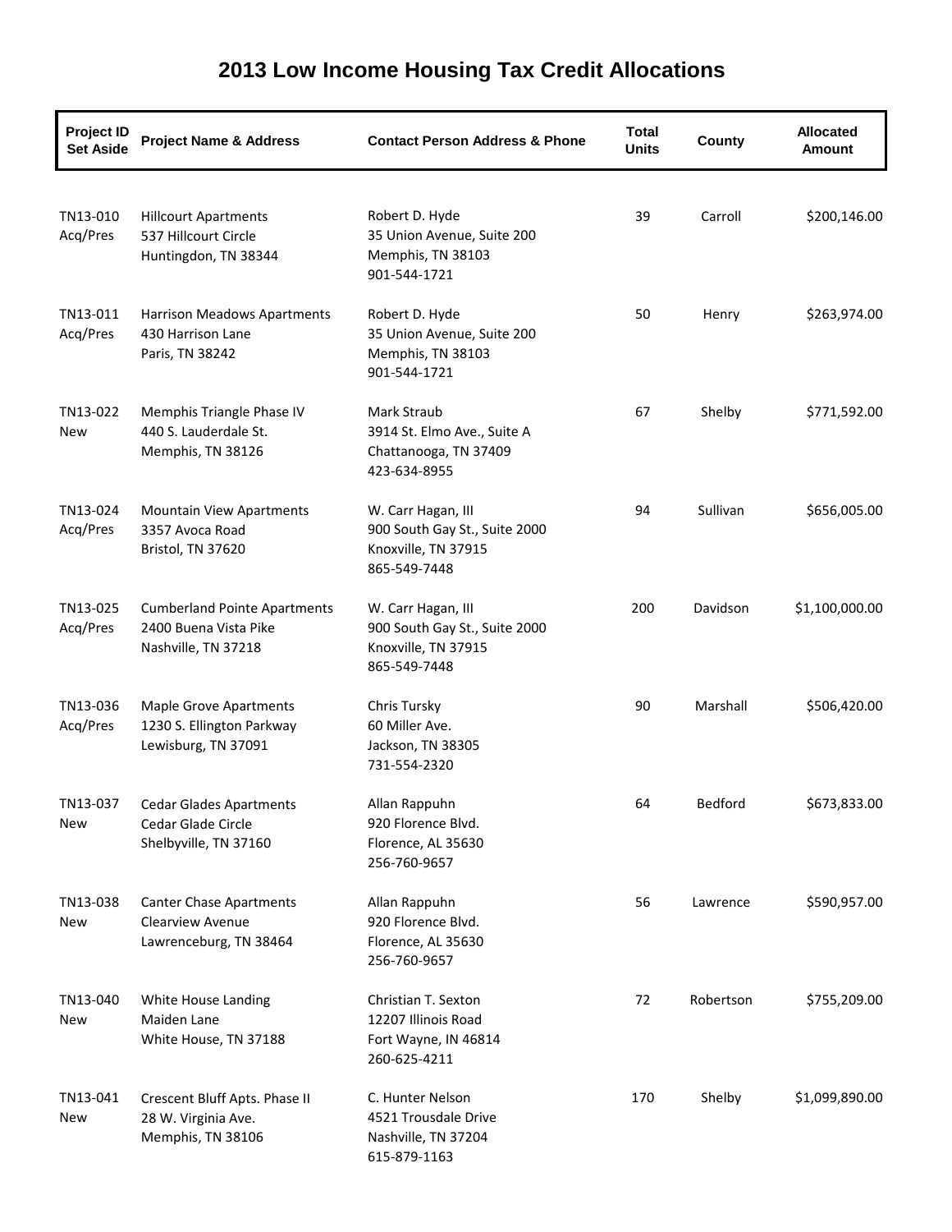# 2013 Low Income Housing Tax Credit Allocations

| Project ID Set Aside | Project Name & Address | Contact Person Address & Phone | Total Units | County | Allocated Amount |
|---|---|---|---|---|---|
| TN13-010 Acq/Pres | Hillcourt Apartments 537 Hillcourt Circle Huntingdon, TN 38344 | Robert D. Hyde 35 Union Avenue, Suite 200 Memphis, TN 38103 901-544-1721 | 39 | Carroll | $200,146.00 |
| TN13-011 Acq/Pres | Harrison Meadows Apartments 430 Harrison Lane Paris, TN 38242 | Robert D. Hyde 35 Union Avenue, Suite 200 Memphis, TN 38103 901-544-1721 | 50 | Henry | $263,974.00 |
| TN13-022 New | Memphis Triangle Phase IV 440 S. Lauderdale St. Memphis, TN 38126 | Mark Straub 3914 St. Elmo Ave., Suite A Chattanooga, TN 37409 423-634-8955 | 67 | Shelby | $771,592.00 |
| TN13-024 Acq/Pres | Mountain View Apartments 3357 Avoca Road Bristol, TN 37620 | W. Carr Hagan, III 900 South Gay St., Suite 2000 Knoxville, TN 37915 865-549-7448 | 94 | Sullivan | $656,005.00 |
| TN13-025 Acq/Pres | Cumberland Pointe Apartments 2400 Buena Vista Pike Nashville, TN 37218 | W. Carr Hagan, III 900 South Gay St., Suite 2000 Knoxville, TN 37915 865-549-7448 | 200 | Davidson | $1,100,000.00 |
| TN13-036 Acq/Pres | Maple Grove Apartments 1230 S. Ellington Parkway Lewisburg, TN 37091 | Chris Tursky 60 Miller Ave. Jackson, TN 38305 731-554-2320 | 90 | Marshall | $506,420.00 |
| TN13-037 New | Cedar Glades Apartments Cedar Glade Circle Shelbyville, TN 37160 | Allan Rappuhn 920 Florence Blvd. Florence, AL 35630 256-760-9657 | 64 | Bedford | $673,833.00 |
| TN13-038 New | Canter Chase Apartments Clearview Avenue Lawrenceburg, TN 38464 | Allan Rappuhn 920 Florence Blvd. Florence, AL 35630 256-760-9657 | 56 | Lawrence | $590,957.00 |
| TN13-040 New | White House Landing Maiden Lane White House, TN 37188 | Christian T. Sexton 12207 Illinois Road Fort Wayne, IN 46814 260-625-4211 | 72 | Robertson | $755,209.00 |
| TN13-041 New | Crescent Bluff Apts. Phase II 28 W. Virginia Ave. Memphis, TN 38106 | C. Hunter Nelson 4521 Trousdale Drive Nashville, TN 37204 615-879-1163 | 170 | Shelby | $1,099,890.00 |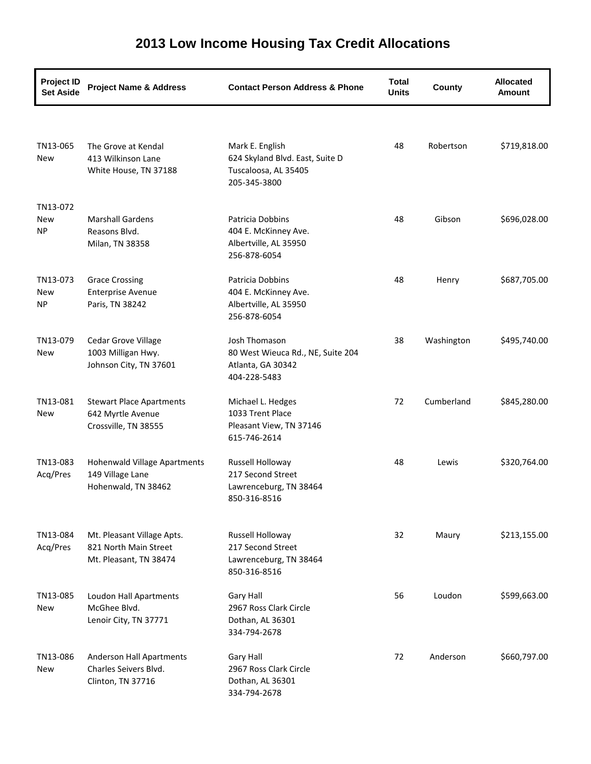# 2013 Low Income Housing Tax Credit Allocations

| Project ID Set Aside | Project Name & Address | Contact Person Address & Phone | Total Units | County | Allocated Amount |
|---|---|---|---|---|---|
| TN13-065<br>New | The Grove at Kendal<br>413 Wilkinson Lane<br>White House, TN 37188 | Mark E. English<br>624 Skyland Blvd. East, Suite D<br>Tuscaloosa, AL 35405<br>205-345-3800 | 48 | Robertson | $719,818.00 |
| TN13-072<br>New<br>NP | Marshall Gardens<br>Reasons Blvd.<br>Milan, TN 38358 | Patricia Dobbins<br>404 E. McKinney Ave.<br>Albertville, AL 35950<br>256-878-6054 | 48 | Gibson | $696,028.00 |
| TN13-073<br>New<br>NP | Grace Crossing<br>Enterprise Avenue<br>Paris, TN 38242 | Patricia Dobbins<br>404 E. McKinney Ave.<br>Albertville, AL 35950<br>256-878-6054 | 48 | Henry | $687,705.00 |
| TN13-079<br>New | Cedar Grove Village<br>1003 Milligan Hwy.<br>Johnson City, TN 37601 | Josh Thomason<br>80 West Wieuca Rd., NE, Suite 204<br>Atlanta, GA 30342<br>404-228-5483 | 38 | Washington | $495,740.00 |
| TN13-081<br>New | Stewart Place Apartments<br>642 Myrtle Avenue<br>Crossville, TN 38555 | Michael L. Hedges<br>1033 Trent Place<br>Pleasant View, TN 37146<br>615-746-2614 | 72 | Cumberland | $845,280.00 |
| TN13-083<br>Acq/Pres | Hohenwald Village Apartments<br>149 Village Lane<br>Hohenwald, TN 38462 | Russell Holloway<br>217 Second Street<br>Lawrenceburg, TN 38464<br>850-316-8516 | 48 | Lewis | $320,764.00 |
| TN13-084<br>Acq/Pres | Mt. Pleasant Village Apts.<br>821 North Main Street<br>Mt. Pleasant, TN 38474 | Russell Holloway<br>217 Second Street<br>Lawrenceburg, TN 38464<br>850-316-8516 | 32 | Maury | $213,155.00 |
| TN13-085<br>New | Loudon Hall Apartments<br>McGhee Blvd.<br>Lenoir City, TN 37771 | Gary Hall<br>2967 Ross Clark Circle<br>Dothan, AL 36301<br>334-794-2678 | 56 | Loudon | $599,663.00 |
| TN13-086<br>New | Anderson Hall Apartments<br>Charles Seivers Blvd.<br>Clinton, TN 37716 | Gary Hall<br>2967 Ross Clark Circle<br>Dothan, AL 36301<br>334-794-2678 | 72 | Anderson | $660,797.00 |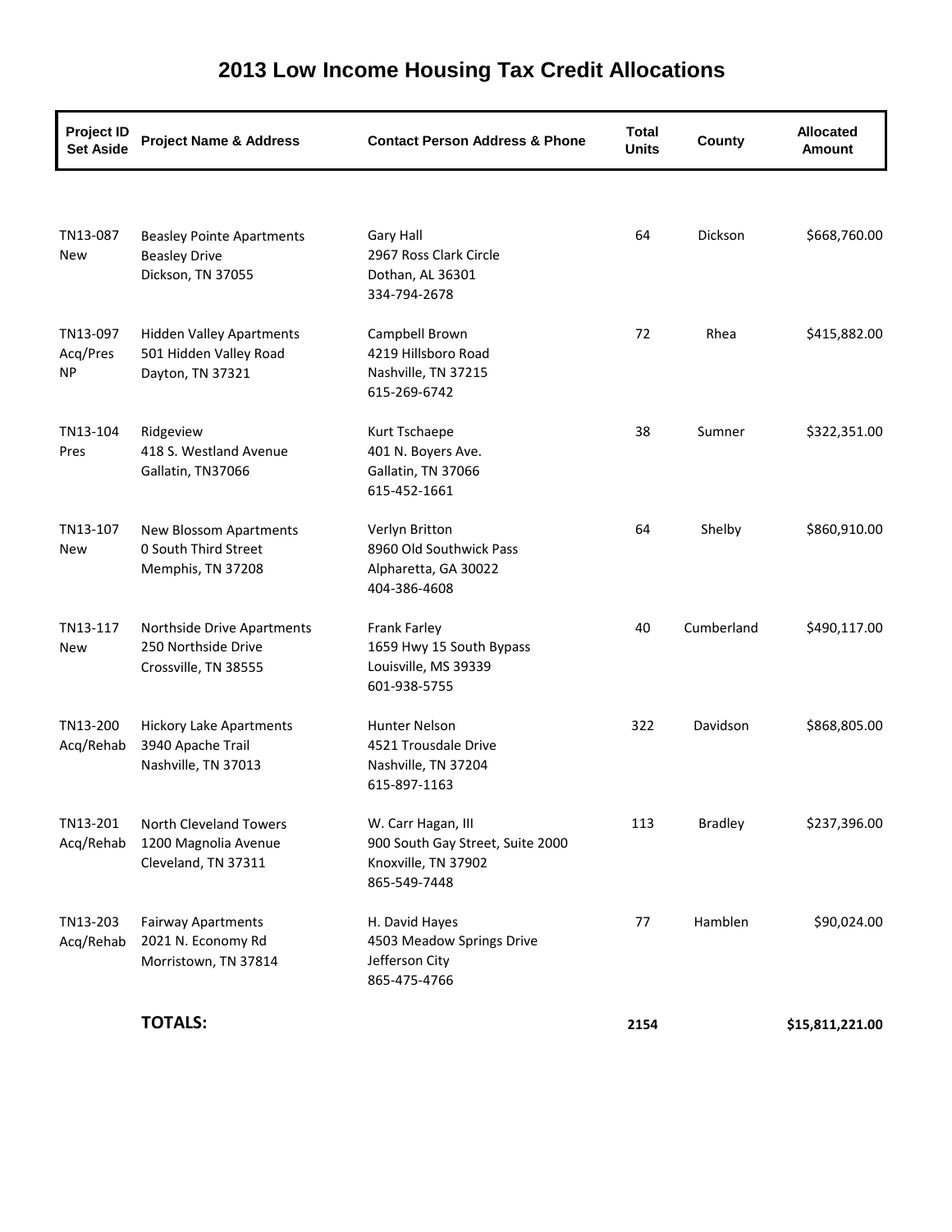# 2013 Low Income Housing Tax Credit Allocations

| Project ID Set Aside | Project Name & Address | Contact Person Address & Phone | Total Units | County | Allocated Amount |
|---|---|---|---|---|---|
| TN13-087 New | Beasley Pointe Apartments Beasley Drive Dickson, TN 37055 | Gary Hall 2967 Ross Clark Circle Dothan, AL 36301 334-794-2678 | 64 | Dickson | $668,760.00 |
| TN13-097 Acq/Pres NP | Hidden Valley Apartments 501 Hidden Valley Road Dayton, TN 37321 | Campbell Brown 4219 Hillsboro Road Nashville, TN 37215 615-269-6742 | 72 | Rhea | $415,882.00 |
| TN13-104 Pres | Ridgeview 418 S. Westland Avenue Gallatin, TN37066 | Kurt Tschaepe 401 N. Boyers Ave. Gallatin, TN 37066 615-452-1661 | 38 | Sumner | $322,351.00 |
| TN13-107 New | New Blossom Apartments 0 South Third Street Memphis, TN 37208 | Verlyn Britton 8960 Old Southwick Pass Alpharetta, GA 30022 404-386-4608 | 64 | Shelby | $860,910.00 |
| TN13-117 New | Northside Drive Apartments 250 Northside Drive Crossville, TN 38555 | Frank Farley 1659 Hwy 15 South Bypass Louisville, MS 39339 601-938-5755 | 40 | Cumberland | $490,117.00 |
| TN13-200 Acq/Rehab | Hickory Lake Apartments 3940 Apache Trail Nashville, TN 37013 | Hunter Nelson 4521 Trousdale Drive Nashville, TN 37204 615-897-1163 | 322 | Davidson | $868,805.00 |
| TN13-201 Acq/Rehab | North Cleveland Towers 1200 Magnolia Avenue Cleveland, TN 37311 | W. Carr Hagan, III 900 South Gay Street, Suite 2000 Knoxville, TN 37902 865-549-7448 | 113 | Bradley | $237,396.00 |
| TN13-203 Acq/Rehab | Fairway Apartments 2021 N. Economy Rd Morristown, TN 37814 | H. David Hayes 4503 Meadow Springs Drive Jefferson City 865-475-4766 | 77 | Hamblen | $90,024.00 |
| | **TOTALS:** | | **2154** | | **$15,811,221.00** |